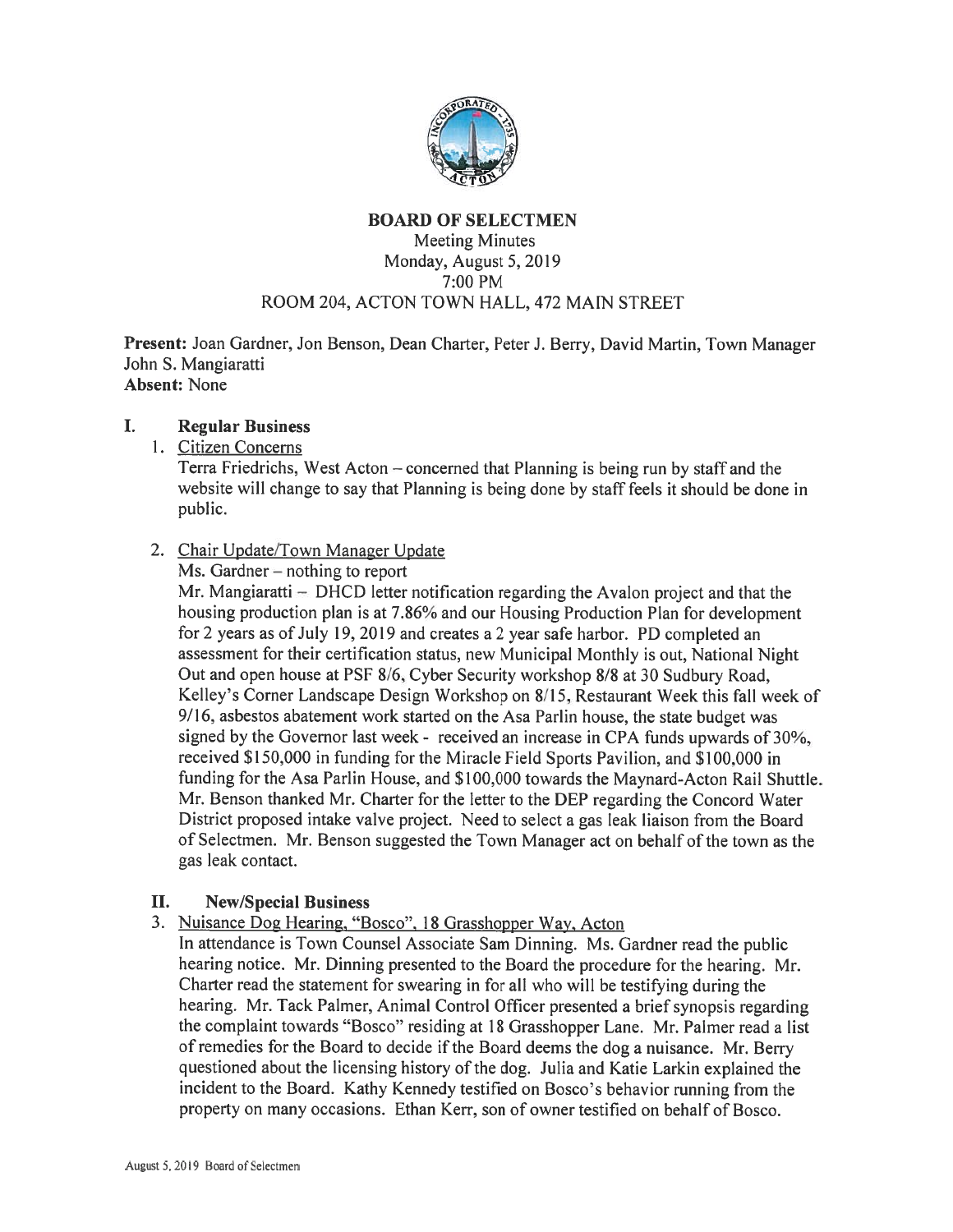# BOARD OF SELECTMEN

Meeting Minutes
Monday, August 5, 2019
7:00 PM
ROOM 204, ACTON TOWN HALL, 472 MAIN STREET

**Present:** Joan Gardner, Jon Benson, Dean Charter, Peter J. Berry, David Martin, Town Manager John S. Mangiaratti
**Absent:** None

## I. Regular Business

1. Citizen Concerns

   Terra Friedrichs, West Acton – concerned that Planning is being run by staff and the website will change to say that Planning is being done by staff feels it should be done in public.

2. Chair Update/Town Manager Update

   Ms. Gardner – nothing to report

   Mr. Mangiaratti – DHCD letter notification regarding the Avalon project and that the housing production plan is at 7.86% and our Housing Production Plan for development for 2 years as of July 19, 2019 and creates a 2 year safe harbor. PD completed an assessment for their certification status, new Municipal Monthly is out, National Night Out and open house at PSF 8/6, Cyber Security workshop 8/8 at 30 Sudbury Road, Kelley's Corner Landscape Design Workshop on 8/15, Restaurant Week this fall week of 9/16, asbestos abatement work started on the Asa Parlin house, the state budget was signed by the Governor last week - received an increase in CPA funds upwards of 30%, received $150,000 in funding for the Miracle Field Sports Pavilion, and $100,000 in funding for the Asa Parlin House, and $100,000 towards the Maynard-Acton Rail Shuttle. Mr. Benson thanked Mr. Charter for the letter to the DEP regarding the Concord Water District proposed intake valve project. Need to select a gas leak liaison from the Board of Selectmen. Mr. Benson suggested the Town Manager act on behalf of the town as the gas leak contact.

## II. New/Special Business

3. Nuisance Dog Hearing, "Bosco", 18 Grasshopper Way, Acton

   In attendance is Town Counsel Associate Sam Dinning. Ms. Gardner read the public hearing notice. Mr. Dinning presented to the Board the procedure for the hearing. Mr. Charter read the statement for swearing in for all who will be testifying during the hearing. Mr. Tack Palmer, Animal Control Officer presented a brief synopsis regarding the complaint towards "Bosco" residing at 18 Grasshopper Lane. Mr. Palmer read a list of remedies for the Board to decide if the Board deems the dog a nuisance. Mr. Berry questioned about the licensing history of the dog. Julia and Katie Larkin explained the incident to the Board. Kathy Kennedy testified on Bosco's behavior running from the property on many occasions. Ethan Kerr, son of owner testified on behalf of Bosco.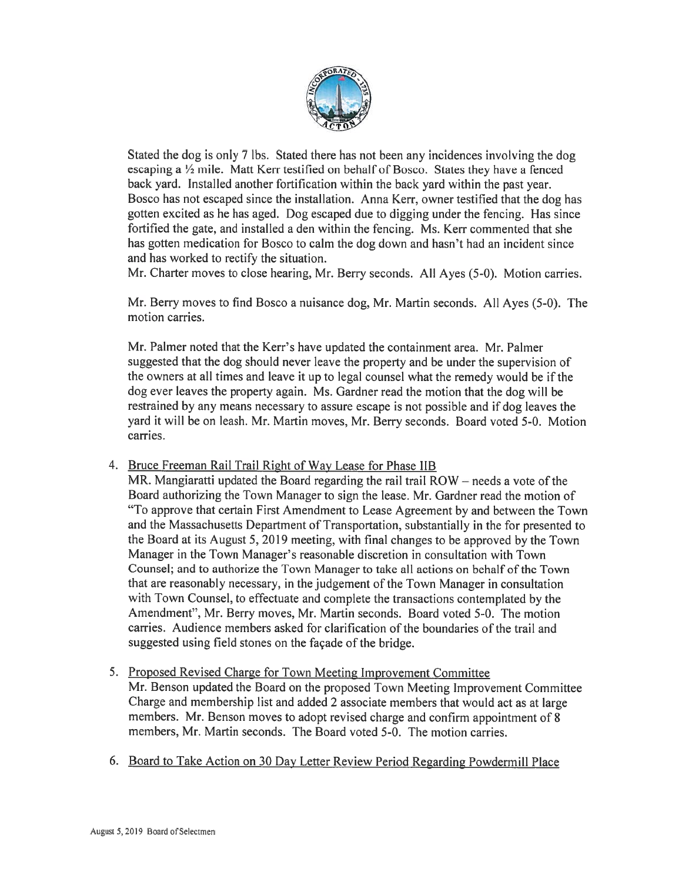Stated the dog is only 7 lbs. Stated there has not been any incidences involving the dog escaping a ½ mile. Matt Kerr testified on behalf of Bosco. States they have a fenced back yard. Installed another fortification within the back yard within the past year. Bosco has not escaped since the installation. Anna Kerr, owner testified that the dog has gotten excited as he has aged. Dog escaped due to digging under the fencing. Has since fortified the gate, and installed a den within the fencing. Ms. Kerr commented that she has gotten medication for Bosco to calm the dog down and hasn't had an incident since and has worked to rectify the situation.
Mr. Charter moves to close hearing, Mr. Berry seconds. All Ayes (5-0). Motion carries.

Mr. Berry moves to find Bosco a nuisance dog, Mr. Martin seconds. All Ayes (5-0). The motion carries.

Mr. Palmer noted that the Kerr's have updated the containment area. Mr. Palmer suggested that the dog should never leave the property and be under the supervision of the owners at all times and leave it up to legal counsel what the remedy would be if the dog ever leaves the property again. Ms. Gardner read the motion that the dog will be restrained by any means necessary to assure escape is not possible and if dog leaves the yard it will be on leash. Mr. Martin moves, Mr. Berry seconds. Board voted 5-0. Motion carries.

4. Bruce Freeman Rail Trail Right of Way Lease for Phase IIB
   MR. Mangiaratti updated the Board regarding the rail trail ROW – needs a vote of the Board authorizing the Town Manager to sign the lease. Mr. Gardner read the motion of "To approve that certain First Amendment to Lease Agreement by and between the Town and the Massachusetts Department of Transportation, substantially in the for presented to the Board at its August 5, 2019 meeting, with final changes to be approved by the Town Manager in the Town Manager's reasonable discretion in consultation with Town Counsel; and to authorize the Town Manager to take all actions on behalf of the Town that are reasonably necessary, in the judgement of the Town Manager in consultation with Town Counsel, to effectuate and complete the transactions contemplated by the Amendment", Mr. Berry moves, Mr. Martin seconds. Board voted 5-0. The motion carries. Audience members asked for clarification of the boundaries of the trail and suggested using field stones on the façade of the bridge.

5. Proposed Revised Charge for Town Meeting Improvement Committee
   Mr. Benson updated the Board on the proposed Town Meeting Improvement Committee Charge and membership list and added 2 associate members that would act as at large members. Mr. Benson moves to adopt revised charge and confirm appointment of 8 members, Mr. Martin seconds. The Board voted 5-0. The motion carries.

6. Board to Take Action on 30 Day Letter Review Period Regarding Powdermill Place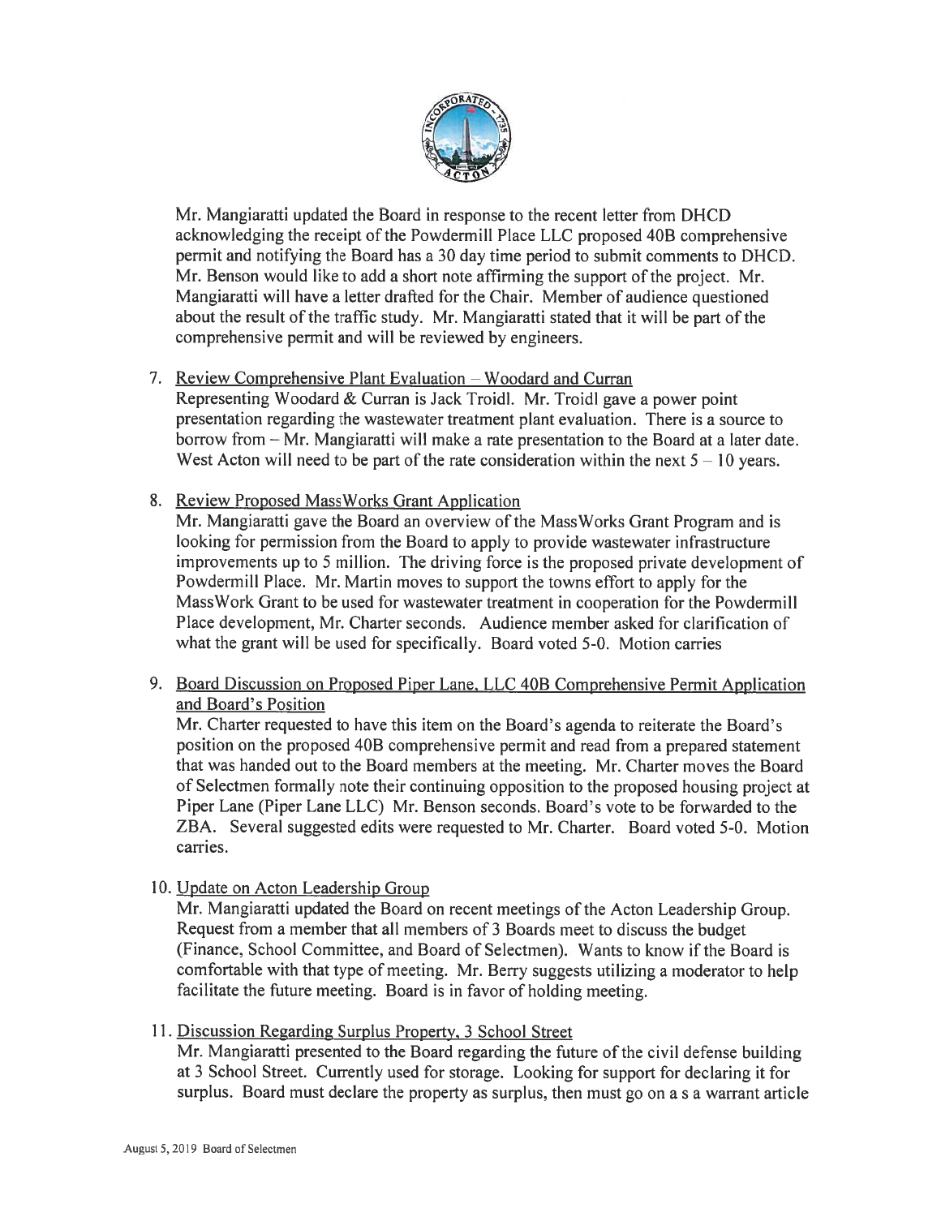Mr. Mangiaratti updated the Board in response to the recent letter from DHCD acknowledging the receipt of the Powdermill Place LLC proposed 40B comprehensive permit and notifying the Board has a 30 day time period to submit comments to DHCD. Mr. Benson would like to add a short note affirming the support of the project. Mr. Mangiaratti will have a letter drafted for the Chair. Member of audience questioned about the result of the traffic study. Mr. Mangiaratti stated that it will be part of the comprehensive permit and will be reviewed by engineers.

7. Review Comprehensive Plant Evaluation – Woodard and Curran
   Representing Woodard & Curran is Jack Troidl. Mr. Troidl gave a power point presentation regarding the wastewater treatment plant evaluation. There is a source to borrow from – Mr. Mangiaratti will make a rate presentation to the Board at a later date. West Acton will need to be part of the rate consideration within the next 5 – 10 years.

8. Review Proposed MassWorks Grant Application
   Mr. Mangiaratti gave the Board an overview of the MassWorks Grant Program and is looking for permission from the Board to apply to provide wastewater infrastructure improvements up to 5 million. The driving force is the proposed private development of Powdermill Place. Mr. Martin moves to support the towns effort to apply for the MassWork Grant to be used for wastewater treatment in cooperation for the Powdermill Place development, Mr. Charter seconds. Audience member asked for clarification of what the grant will be used for specifically. Board voted 5-0. Motion carries

9. Board Discussion on Proposed Piper Lane, LLC 40B Comprehensive Permit Application and Board's Position
   Mr. Charter requested to have this item on the Board's agenda to reiterate the Board's position on the proposed 40B comprehensive permit and read from a prepared statement that was handed out to the Board members at the meeting. Mr. Charter moves the Board of Selectmen formally note their continuing opposition to the proposed housing project at Piper Lane (Piper Lane LLC) Mr. Benson seconds. Board's vote to be forwarded to the ZBA. Several suggested edits were requested to Mr. Charter. Board voted 5-0. Motion carries.

10. Update on Acton Leadership Group
    Mr. Mangiaratti updated the Board on recent meetings of the Acton Leadership Group. Request from a member that all members of 3 Boards meet to discuss the budget (Finance, School Committee, and Board of Selectmen). Wants to know if the Board is comfortable with that type of meeting. Mr. Berry suggests utilizing a moderator to help facilitate the future meeting. Board is in favor of holding meeting.

11. Discussion Regarding Surplus Property, 3 School Street
    Mr. Mangiaratti presented to the Board regarding the future of the civil defense building at 3 School Street. Currently used for storage. Looking for support for declaring it for surplus. Board must declare the property as surplus, then must go on a s a warrant article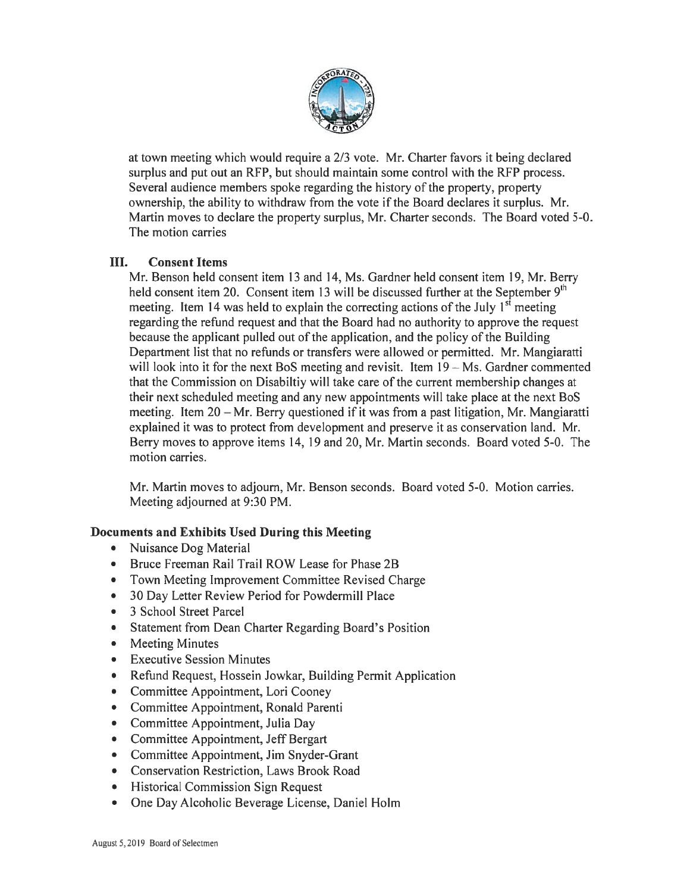at town meeting which would require a 2/3 vote. Mr. Charter favors it being declared surplus and put out an RFP, but should maintain some control with the RFP process. Several audience members spoke regarding the history of the property, property ownership, the ability to withdraw from the vote if the Board declares it surplus. Mr. Martin moves to declare the property surplus, Mr. Charter seconds. The Board voted 5-0. The motion carries

## III. Consent Items

Mr. Benson held consent item 13 and 14, Ms. Gardner held consent item 19, Mr. Berry held consent item 20. Consent item 13 will be discussed further at the September 9th meeting. Item 14 was held to explain the correcting actions of the July 1st meeting regarding the refund request and that the Board had no authority to approve the request because the applicant pulled out of the application, and the policy of the Building Department list that no refunds or transfers were allowed or permitted. Mr. Mangiaratti will look into it for the next BoS meeting and revisit. Item 19 – Ms. Gardner commented that the Commission on Disabiltiy will take care of the current membership changes at their next scheduled meeting and any new appointments will take place at the next BoS meeting. Item 20 – Mr. Berry questioned if it was from a past litigation, Mr. Mangiaratti explained it was to protect from development and preserve it as conservation land. Mr. Berry moves to approve items 14, 19 and 20, Mr. Martin seconds. Board voted 5-0. The motion carries.

Mr. Martin moves to adjourn, Mr. Benson seconds. Board voted 5-0. Motion carries. Meeting adjourned at 9:30 PM.

### Documents and Exhibits Used During this Meeting

- Nuisance Dog Material
- Bruce Freeman Rail Trail ROW Lease for Phase 2B
- Town Meeting Improvement Committee Revised Charge
- 30 Day Letter Review Period for Powdermill Place
- 3 School Street Parcel
- Statement from Dean Charter Regarding Board's Position
- Meeting Minutes
- Executive Session Minutes
- Refund Request, Hossein Jowkar, Building Permit Application
- Committee Appointment, Lori Cooney
- Committee Appointment, Ronald Parenti
- Committee Appointment, Julia Day
- Committee Appointment, Jeff Bergart
- Committee Appointment, Jim Snyder-Grant
- Conservation Restriction, Laws Brook Road
- Historical Commission Sign Request
- One Day Alcoholic Beverage License, Daniel Holm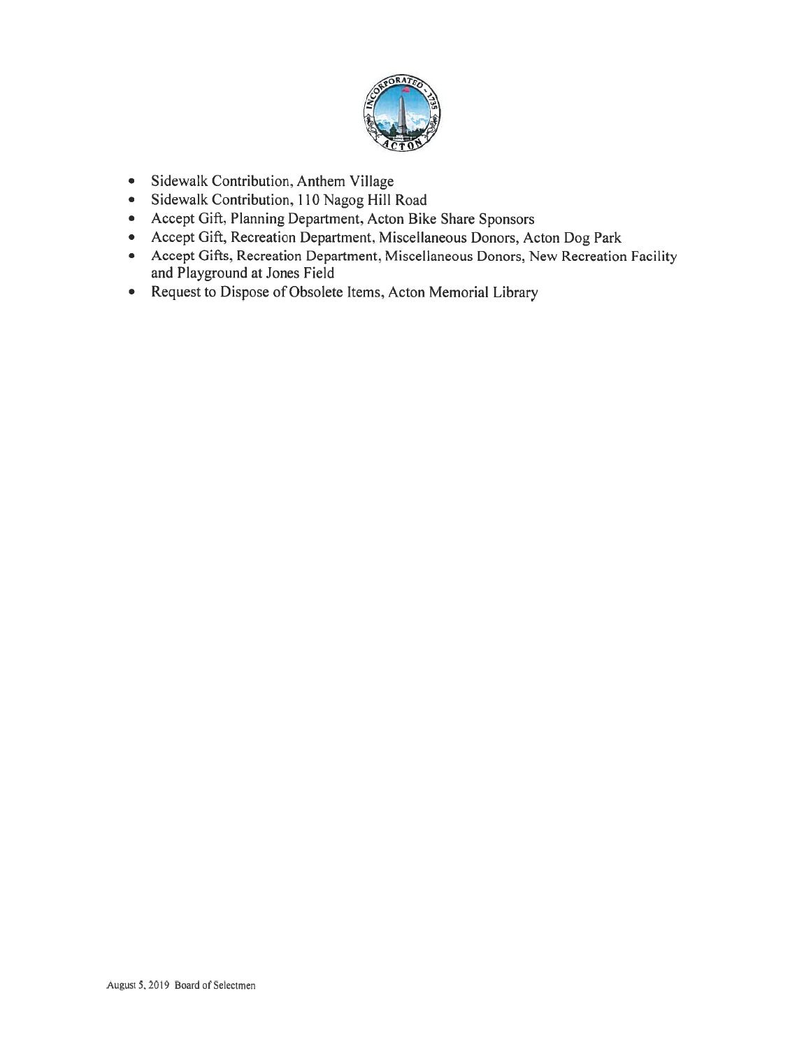- Sidewalk Contribution, Anthem Village
- Sidewalk Contribution, 110 Nagog Hill Road
- Accept Gift, Planning Department, Acton Bike Share Sponsors
- Accept Gift, Recreation Department, Miscellaneous Donors, Acton Dog Park
- Accept Gifts, Recreation Department, Miscellaneous Donors, New Recreation Facility and Playground at Jones Field
- Request to Dispose of Obsolete Items, Acton Memorial Library